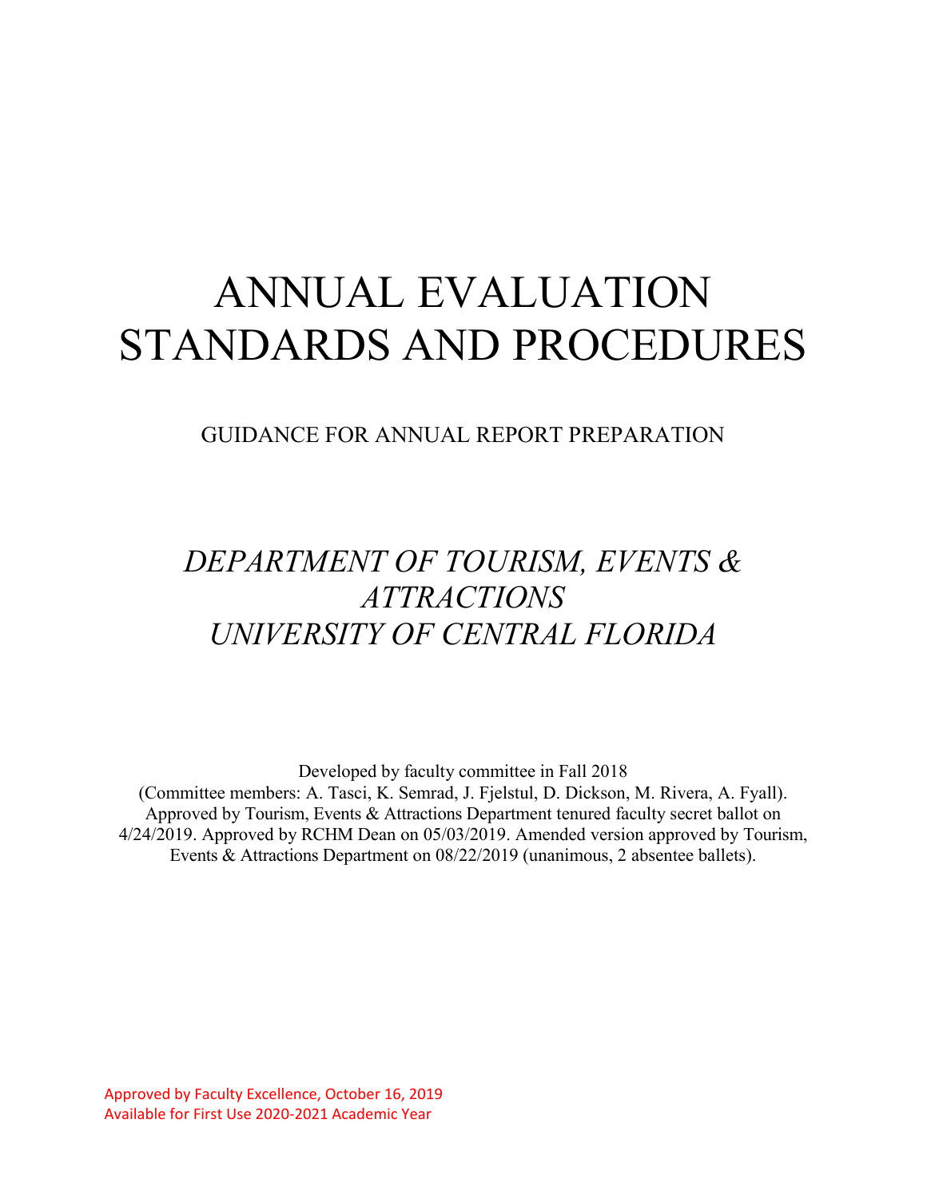# ANNUAL EVALUATION STANDARDS AND PROCEDURES

GUIDANCE FOR ANNUAL REPORT PREPARATION

## *DEPARTMENT OF TOURISM, EVENTS & ATTRACTIONS*
## *UNIVERSITY OF CENTRAL FLORIDA*

Developed by faculty committee in Fall 2018 (Committee members: A. Tasci, K. Semrad, J. Fjelstul, D. Dickson, M. Rivera, A. Fyall). Approved by Tourism, Events & Attractions Department tenured faculty secret ballot on 4/24/2019. Approved by RCHM Dean on 05/03/2019. Amended version approved by Tourism, Events & Attractions Department on 08/22/2019 (unanimous, 2 absentee ballets).

Approved by Faculty Excellence, October 16, 2019
Available for First Use 2020-2021 Academic Year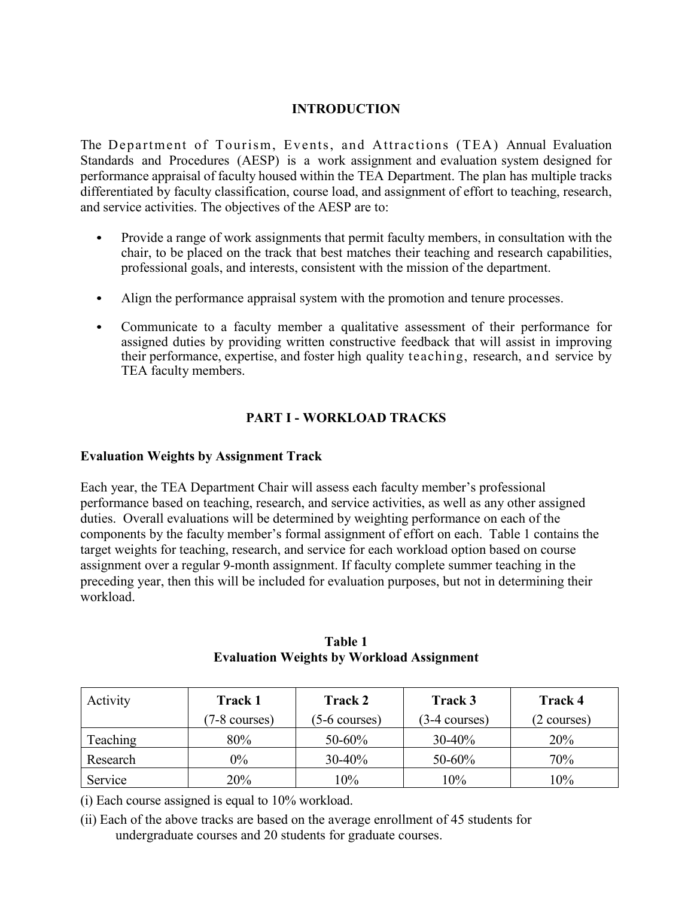## INTRODUCTION

The Department of Tourism, Events, and Attractions (TEA) Annual Evaluation Standards and Procedures (AESP) is a work assignment and evaluation system designed for performance appraisal of faculty housed within the TEA Department. The plan has multiple tracks differentiated by faculty classification, course load, and assignment of effort to teaching, research, and service activities. The objectives of the AESP are to:

- Provide a range of work assignments that permit faculty members, in consultation with the chair, to be placed on the track that best matches their teaching and research capabilities, professional goals, and interests, consistent with the mission of the department.
- Align the performance appraisal system with the promotion and tenure processes.
- Communicate to a faculty member a qualitative assessment of their performance for assigned duties by providing written constructive feedback that will assist in improving their performance, expertise, and foster high quality teaching, research, and service by TEA faculty members.

## PART I - WORKLOAD TRACKS

### Evaluation Weights by Assignment Track

Each year, the TEA Department Chair will assess each faculty member's professional performance based on teaching, research, and service activities, as well as any other assigned duties. Overall evaluations will be determined by weighting performance on each of the components by the faculty member's formal assignment of effort on each. Table 1 contains the target weights for teaching, research, and service for each workload option based on course assignment over a regular 9-month assignment. If faculty complete summer teaching in the preceding year, then this will be included for evaluation purposes, but not in determining their workload.

**Table 1**
**Evaluation Weights by Workload Assignment**

| Activity | **Track 1** (7-8 courses) | **Track 2** (5-6 courses) | **Track 3** (3-4 courses) | **Track 4** (2 courses) |
|---|---|---|---|---|
| Teaching | 80% | 50-60% | 30-40% | 20% |
| Research | 0% | 30-40% | 50-60% | 70% |
| Service | 20% | 10% | 10% | 10% |

(i) Each course assigned is equal to 10% workload.

(ii) Each of the above tracks are based on the average enrollment of 45 students for undergraduate courses and 20 students for graduate courses.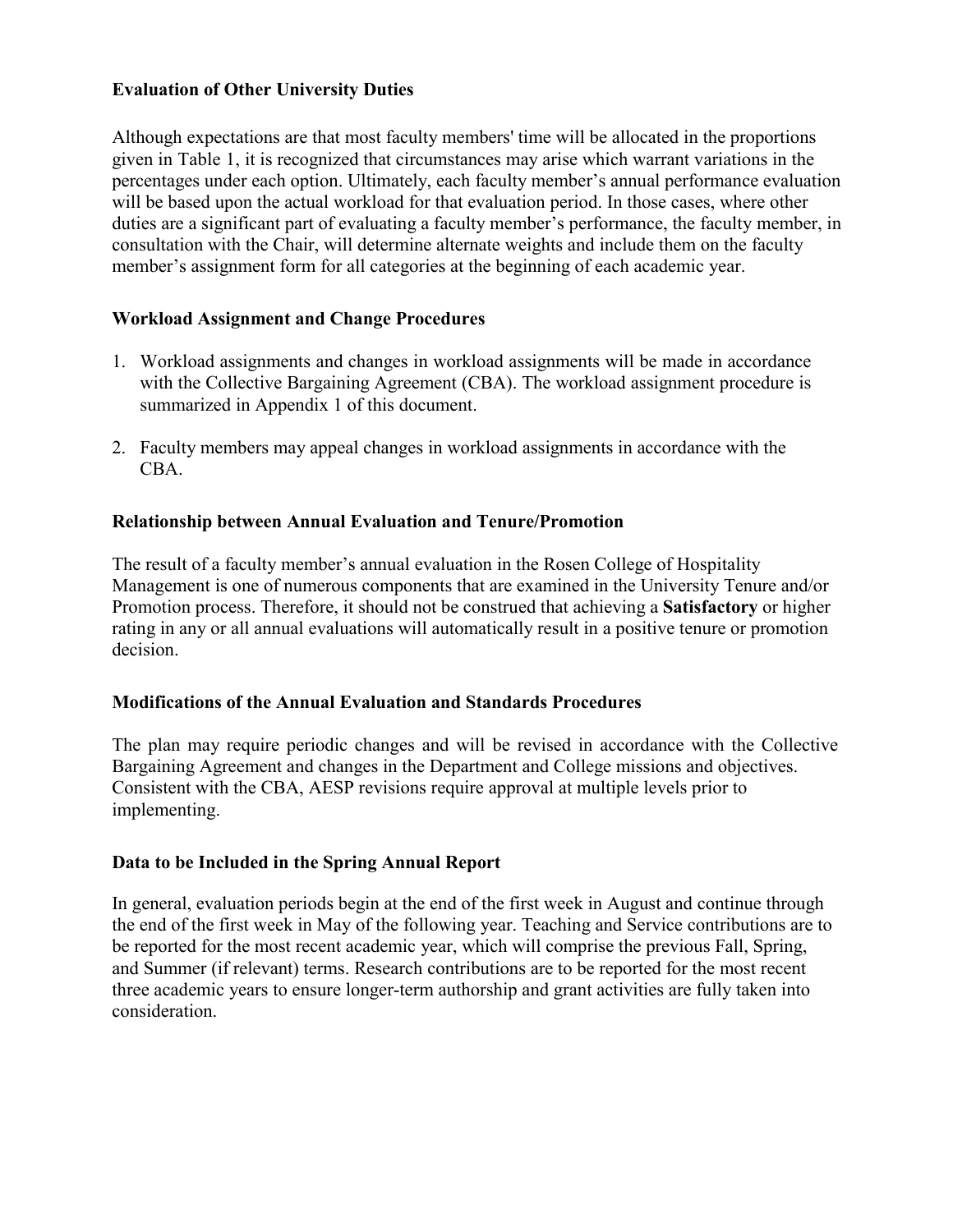## Evaluation of Other University Duties

Although expectations are that most faculty members' time will be allocated in the proportions given in Table 1, it is recognized that circumstances may arise which warrant variations in the percentages under each option. Ultimately, each faculty member's annual performance evaluation will be based upon the actual workload for that evaluation period. In those cases, where other duties are a significant part of evaluating a faculty member's performance, the faculty member, in consultation with the Chair, will determine alternate weights and include them on the faculty member's assignment form for all categories at the beginning of each academic year.

## Workload Assignment and Change Procedures

1. Workload assignments and changes in workload assignments will be made in accordance with the Collective Bargaining Agreement (CBA). The workload assignment procedure is summarized in Appendix 1 of this document.
2. Faculty members may appeal changes in workload assignments in accordance with the CBA.

## Relationship between Annual Evaluation and Tenure/Promotion

The result of a faculty member's annual evaluation in the Rosen College of Hospitality Management is one of numerous components that are examined in the University Tenure and/or Promotion process. Therefore, it should not be construed that achieving a **Satisfactory** or higher rating in any or all annual evaluations will automatically result in a positive tenure or promotion decision.

## Modifications of the Annual Evaluation and Standards Procedures

The plan may require periodic changes and will be revised in accordance with the Collective Bargaining Agreement and changes in the Department and College missions and objectives. Consistent with the CBA, AESP revisions require approval at multiple levels prior to implementing.

## Data to be Included in the Spring Annual Report

In general, evaluation periods begin at the end of the first week in August and continue through the end of the first week in May of the following year. Teaching and Service contributions are to be reported for the most recent academic year, which will comprise the previous Fall, Spring, and Summer (if relevant) terms. Research contributions are to be reported for the most recent three academic years to ensure longer-term authorship and grant activities are fully taken into consideration.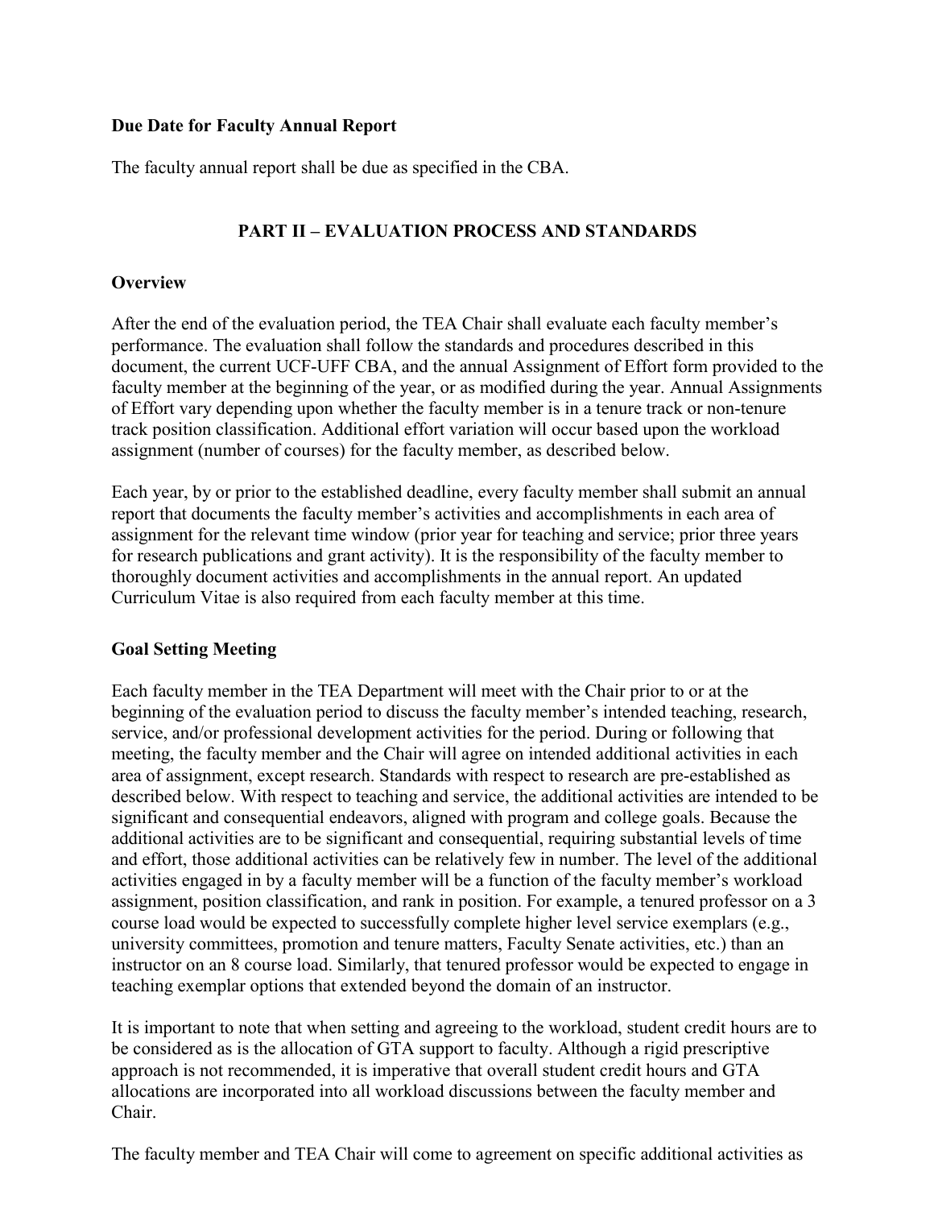**Due Date for Faculty Annual Report**

The faculty annual report shall be due as specified in the CBA.

## PART II – EVALUATION PROCESS AND STANDARDS

**Overview**

After the end of the evaluation period, the TEA Chair shall evaluate each faculty member's performance. The evaluation shall follow the standards and procedures described in this document, the current UCF-UFF CBA, and the annual Assignment of Effort form provided to the faculty member at the beginning of the year, or as modified during the year. Annual Assignments of Effort vary depending upon whether the faculty member is in a tenure track or non-tenure track position classification. Additional effort variation will occur based upon the workload assignment (number of courses) for the faculty member, as described below.

Each year, by or prior to the established deadline, every faculty member shall submit an annual report that documents the faculty member's activities and accomplishments in each area of assignment for the relevant time window (prior year for teaching and service; prior three years for research publications and grant activity). It is the responsibility of the faculty member to thoroughly document activities and accomplishments in the annual report. An updated Curriculum Vitae is also required from each faculty member at this time.

**Goal Setting Meeting**

Each faculty member in the TEA Department will meet with the Chair prior to or at the beginning of the evaluation period to discuss the faculty member's intended teaching, research, service, and/or professional development activities for the period. During or following that meeting, the faculty member and the Chair will agree on intended additional activities in each area of assignment, except research. Standards with respect to research are pre-established as described below. With respect to teaching and service, the additional activities are intended to be significant and consequential endeavors, aligned with program and college goals. Because the additional activities are to be significant and consequential, requiring substantial levels of time and effort, those additional activities can be relatively few in number. The level of the additional activities engaged in by a faculty member will be a function of the faculty member's workload assignment, position classification, and rank in position. For example, a tenured professor on a 3 course load would be expected to successfully complete higher level service exemplars (e.g., university committees, promotion and tenure matters, Faculty Senate activities, etc.) than an instructor on an 8 course load. Similarly, that tenured professor would be expected to engage in teaching exemplar options that extended beyond the domain of an instructor.

It is important to note that when setting and agreeing to the workload, student credit hours are to be considered as is the allocation of GTA support to faculty. Although a rigid prescriptive approach is not recommended, it is imperative that overall student credit hours and GTA allocations are incorporated into all workload discussions between the faculty member and Chair.

The faculty member and TEA Chair will come to agreement on specific additional activities as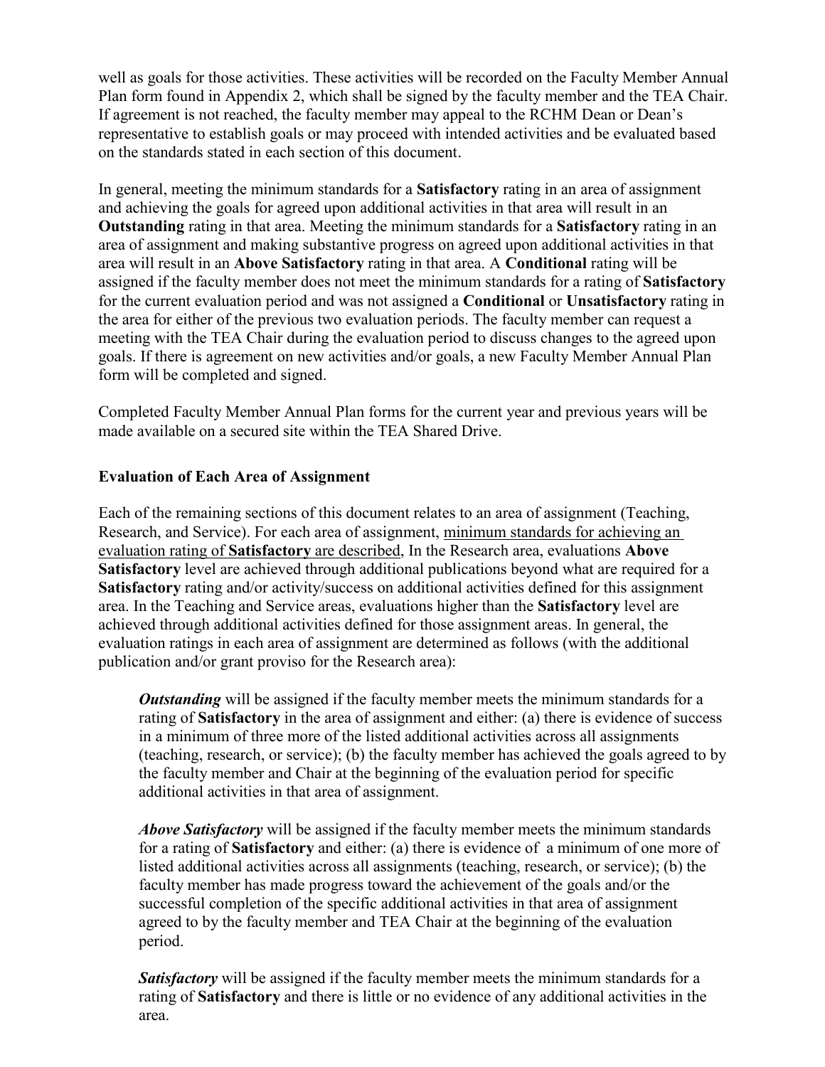well as goals for those activities. These activities will be recorded on the Faculty Member Annual Plan form found in Appendix 2, which shall be signed by the faculty member and the TEA Chair. If agreement is not reached, the faculty member may appeal to the RCHM Dean or Dean's representative to establish goals or may proceed with intended activities and be evaluated based on the standards stated in each section of this document.

In general, meeting the minimum standards for a **Satisfactory** rating in an area of assignment and achieving the goals for agreed upon additional activities in that area will result in an **Outstanding** rating in that area. Meeting the minimum standards for a **Satisfactory** rating in an area of assignment and making substantive progress on agreed upon additional activities in that area will result in an **Above Satisfactory** rating in that area. A **Conditional** rating will be assigned if the faculty member does not meet the minimum standards for a rating of **Satisfactory** for the current evaluation period and was not assigned a **Conditional** or **Unsatisfactory** rating in the area for either of the previous two evaluation periods. The faculty member can request a meeting with the TEA Chair during the evaluation period to discuss changes to the agreed upon goals. If there is agreement on new activities and/or goals, a new Faculty Member Annual Plan form will be completed and signed.

Completed Faculty Member Annual Plan forms for the current year and previous years will be made available on a secured site within the TEA Shared Drive.

### Evaluation of Each Area of Assignment

Each of the remaining sections of this document relates to an area of assignment (Teaching, Research, and Service). For each area of assignment, minimum standards for achieving an evaluation rating of **Satisfactory** are described, In the Research area, evaluations **Above Satisfactory** level are achieved through additional publications beyond what are required for a **Satisfactory** rating and/or activity/success on additional activities defined for this assignment area. In the Teaching and Service areas, evaluations higher than the **Satisfactory** level are achieved through additional activities defined for those assignment areas. In general, the evaluation ratings in each area of assignment are determined as follows (with the additional publication and/or grant proviso for the Research area):

> ***Outstanding*** will be assigned if the faculty member meets the minimum standards for a rating of **Satisfactory** in the area of assignment and either: (a) there is evidence of success in a minimum of three more of the listed additional activities across all assignments (teaching, research, or service); (b) the faculty member has achieved the goals agreed to by the faculty member and Chair at the beginning of the evaluation period for specific additional activities in that area of assignment.
>
> ***Above Satisfactory*** will be assigned if the faculty member meets the minimum standards for a rating of **Satisfactory** and either: (a) there is evidence of a minimum of one more of listed additional activities across all assignments (teaching, research, or service); (b) the faculty member has made progress toward the achievement of the goals and/or the successful completion of the specific additional activities in that area of assignment agreed to by the faculty member and TEA Chair at the beginning of the evaluation period.
>
> ***Satisfactory*** will be assigned if the faculty member meets the minimum standards for a rating of **Satisfactory** and there is little or no evidence of any additional activities in the area.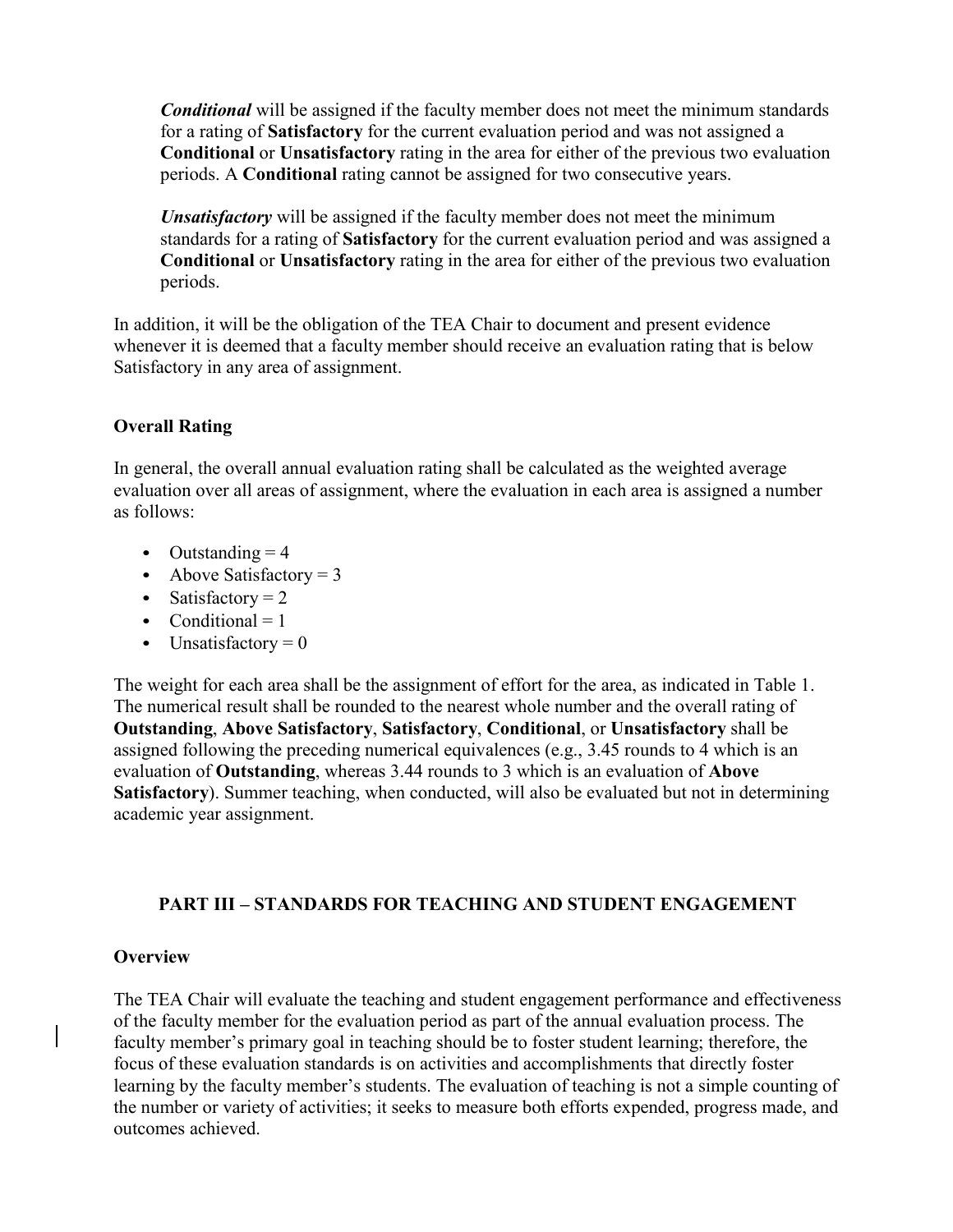***Conditional*** will be assigned if the faculty member does not meet the minimum standards for a rating of **Satisfactory** for the current evaluation period and was not assigned a **Conditional** or **Unsatisfactory** rating in the area for either of the previous two evaluation periods. A **Conditional** rating cannot be assigned for two consecutive years.

***Unsatisfactory*** will be assigned if the faculty member does not meet the minimum standards for a rating of **Satisfactory** for the current evaluation period and was assigned a **Conditional** or **Unsatisfactory** rating in the area for either of the previous two evaluation periods.

In addition, it will be the obligation of the TEA Chair to document and present evidence whenever it is deemed that a faculty member should receive an evaluation rating that is below Satisfactory in any area of assignment.

**Overall Rating**

In general, the overall annual evaluation rating shall be calculated as the weighted average evaluation over all areas of assignment, where the evaluation in each area is assigned a number as follows:

- Outstanding = 4
- Above Satisfactory = 3
- Satisfactory = 2
- Conditional = 1
- Unsatisfactory = 0

The weight for each area shall be the assignment of effort for the area, as indicated in Table 1. The numerical result shall be rounded to the nearest whole number and the overall rating of **Outstanding**, **Above Satisfactory**, **Satisfactory**, **Conditional**, or **Unsatisfactory** shall be assigned following the preceding numerical equivalences (e.g., 3.45 rounds to 4 which is an evaluation of **Outstanding**, whereas 3.44 rounds to 3 which is an evaluation of **Above Satisfactory**). Summer teaching, when conducted, will also be evaluated but not in determining academic year assignment.

## PART III – STANDARDS FOR TEACHING AND STUDENT ENGAGEMENT

**Overview**

The TEA Chair will evaluate the teaching and student engagement performance and effectiveness of the faculty member for the evaluation period as part of the annual evaluation process. The faculty member's primary goal in teaching should be to foster student learning; therefore, the focus of these evaluation standards is on activities and accomplishments that directly foster learning by the faculty member's students. The evaluation of teaching is not a simple counting of the number or variety of activities; it seeks to measure both efforts expended, progress made, and outcomes achieved.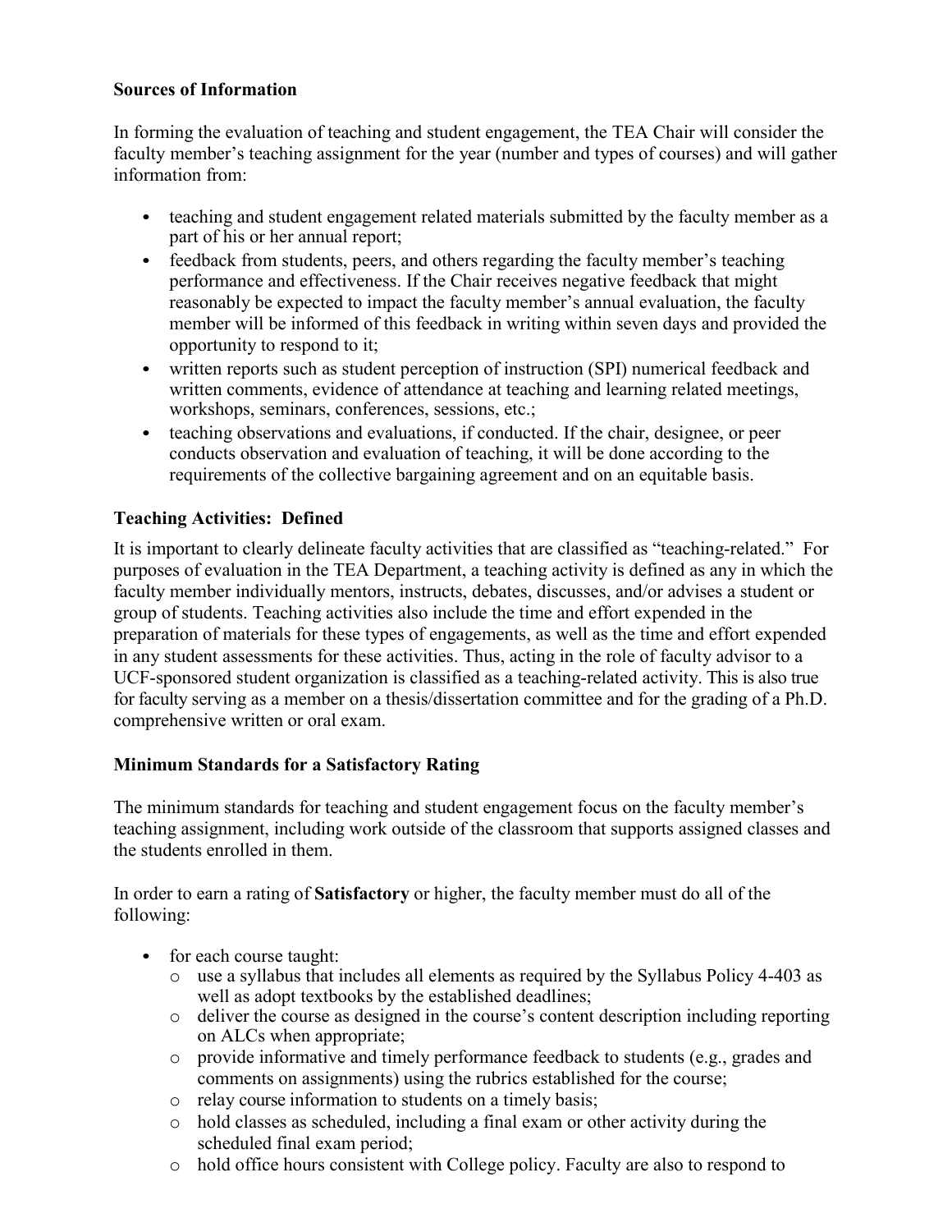### Sources of Information

In forming the evaluation of teaching and student engagement, the TEA Chair will consider the faculty member's teaching assignment for the year (number and types of courses) and will gather information from:

- teaching and student engagement related materials submitted by the faculty member as a part of his or her annual report;
- feedback from students, peers, and others regarding the faculty member's teaching performance and effectiveness. If the Chair receives negative feedback that might reasonably be expected to impact the faculty member's annual evaluation, the faculty member will be informed of this feedback in writing within seven days and provided the opportunity to respond to it;
- written reports such as student perception of instruction (SPI) numerical feedback and written comments, evidence of attendance at teaching and learning related meetings, workshops, seminars, conferences, sessions, etc.;
- teaching observations and evaluations, if conducted. If the chair, designee, or peer conducts observation and evaluation of teaching, it will be done according to the requirements of the collective bargaining agreement and on an equitable basis.

### Teaching Activities: Defined

It is important to clearly delineate faculty activities that are classified as "teaching-related." For purposes of evaluation in the TEA Department, a teaching activity is defined as any in which the faculty member individually mentors, instructs, debates, discusses, and/or advises a student or group of students. Teaching activities also include the time and effort expended in the preparation of materials for these types of engagements, as well as the time and effort expended in any student assessments for these activities. Thus, acting in the role of faculty advisor to a UCF-sponsored student organization is classified as a teaching-related activity. This is also true for faculty serving as a member on a thesis/dissertation committee and for the grading of a Ph.D. comprehensive written or oral exam.

### Minimum Standards for a Satisfactory Rating

The minimum standards for teaching and student engagement focus on the faculty member's teaching assignment, including work outside of the classroom that supports assigned classes and the students enrolled in them.

In order to earn a rating of **Satisfactory** or higher, the faculty member must do all of the following:

- for each course taught:
  - use a syllabus that includes all elements as required by the Syllabus Policy 4-403 as well as adopt textbooks by the established deadlines;
  - deliver the course as designed in the course's content description including reporting on ALCs when appropriate;
  - provide informative and timely performance feedback to students (e.g., grades and comments on assignments) using the rubrics established for the course;
  - relay course information to students on a timely basis;
  - hold classes as scheduled, including a final exam or other activity during the scheduled final exam period;
  - hold office hours consistent with College policy. Faculty are also to respond to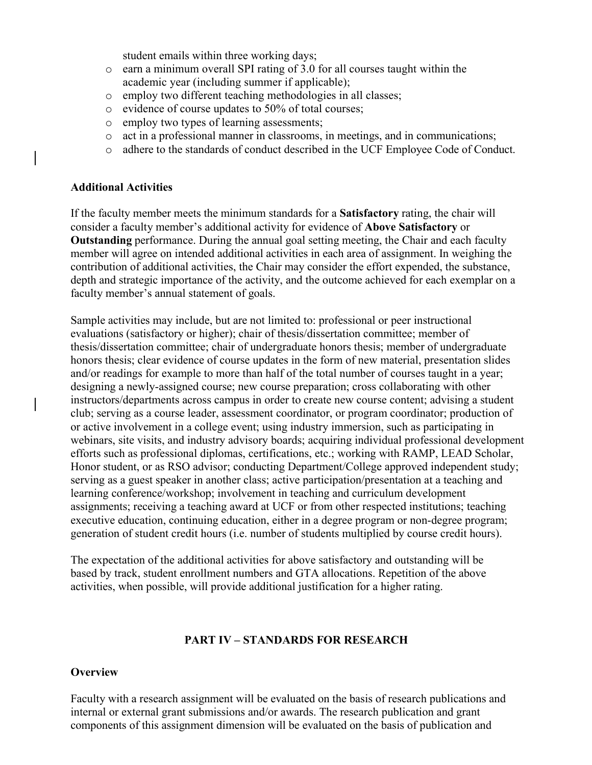student emails within three working days;

- earn a minimum overall SPI rating of 3.0 for all courses taught within the academic year (including summer if applicable);
- employ two different teaching methodologies in all classes;
- evidence of course updates to 50% of total courses;
- employ two types of learning assessments;
- act in a professional manner in classrooms, in meetings, and in communications;
- adhere to the standards of conduct described in the UCF Employee Code of Conduct.

**Additional Activities**

If the faculty member meets the minimum standards for a **Satisfactory** rating, the chair will consider a faculty member's additional activity for evidence of **Above Satisfactory** or **Outstanding** performance. During the annual goal setting meeting, the Chair and each faculty member will agree on intended additional activities in each area of assignment. In weighing the contribution of additional activities, the Chair may consider the effort expended, the substance, depth and strategic importance of the activity, and the outcome achieved for each exemplar on a faculty member's annual statement of goals.

Sample activities may include, but are not limited to: professional or peer instructional evaluations (satisfactory or higher); chair of thesis/dissertation committee; member of thesis/dissertation committee; chair of undergraduate honors thesis; member of undergraduate honors thesis; clear evidence of course updates in the form of new material, presentation slides and/or readings for example to more than half of the total number of courses taught in a year; designing a newly-assigned course; new course preparation; cross collaborating with other instructors/departments across campus in order to create new course content; advising a student club; serving as a course leader, assessment coordinator, or program coordinator; production of or active involvement in a college event; using industry immersion, such as participating in webinars, site visits, and industry advisory boards; acquiring individual professional development efforts such as professional diplomas, certifications, etc.; working with RAMP, LEAD Scholar, Honor student, or as RSO advisor; conducting Department/College approved independent study; serving as a guest speaker in another class; active participation/presentation at a teaching and learning conference/workshop; involvement in teaching and curriculum development assignments; receiving a teaching award at UCF or from other respected institutions; teaching executive education, continuing education, either in a degree program or non-degree program; generation of student credit hours (i.e. number of students multiplied by course credit hours).

The expectation of the additional activities for above satisfactory and outstanding will be based by track, student enrollment numbers and GTA allocations. Repetition of the above activities, when possible, will provide additional justification for a higher rating.

## PART IV – STANDARDS FOR RESEARCH

**Overview**

Faculty with a research assignment will be evaluated on the basis of research publications and internal or external grant submissions and/or awards. The research publication and grant components of this assignment dimension will be evaluated on the basis of publication and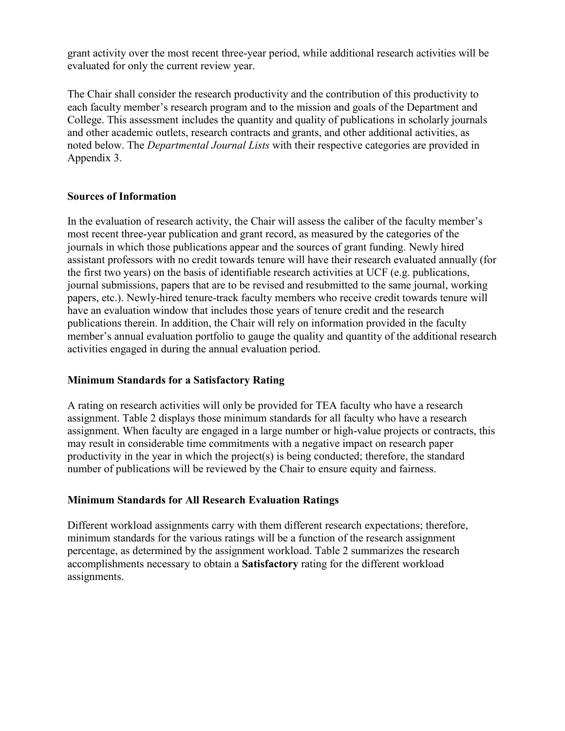grant activity over the most recent three-year period, while additional research activities will be evaluated for only the current review year.

The Chair shall consider the research productivity and the contribution of this productivity to each faculty member's research program and to the mission and goals of the Department and College. This assessment includes the quantity and quality of publications in scholarly journals and other academic outlets, research contracts and grants, and other additional activities, as noted below. The *Departmental Journal Lists* with their respective categories are provided in Appendix 3.

### Sources of Information

In the evaluation of research activity, the Chair will assess the caliber of the faculty member's most recent three-year publication and grant record, as measured by the categories of the journals in which those publications appear and the sources of grant funding. Newly hired assistant professors with no credit towards tenure will have their research evaluated annually (for the first two years) on the basis of identifiable research activities at UCF (e.g. publications, journal submissions, papers that are to be revised and resubmitted to the same journal, working papers, etc.). Newly-hired tenure-track faculty members who receive credit towards tenure will have an evaluation window that includes those years of tenure credit and the research publications therein. In addition, the Chair will rely on information provided in the faculty member's annual evaluation portfolio to gauge the quality and quantity of the additional research activities engaged in during the annual evaluation period.

### Minimum Standards for a Satisfactory Rating

A rating on research activities will only be provided for TEA faculty who have a research assignment. Table 2 displays those minimum standards for all faculty who have a research assignment. When faculty are engaged in a large number or high-value projects or contracts, this may result in considerable time commitments with a negative impact on research paper productivity in the year in which the project(s) is being conducted; therefore, the standard number of publications will be reviewed by the Chair to ensure equity and fairness.

### Minimum Standards for All Research Evaluation Ratings

Different workload assignments carry with them different research expectations; therefore, minimum standards for the various ratings will be a function of the research assignment percentage, as determined by the assignment workload. Table 2 summarizes the research accomplishments necessary to obtain a **Satisfactory** rating for the different workload assignments.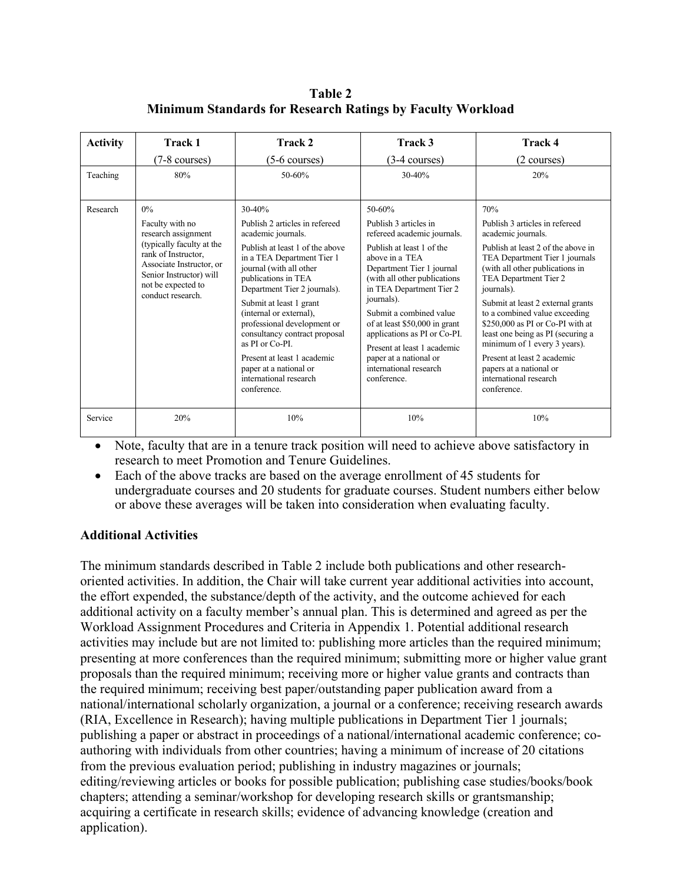**Table 2**
**Minimum Standards for Research Ratings by Faculty Workload**

| Activity | Track 1 (7-8 courses) | Track 2 (5-6 courses) | Track 3 (3-4 courses) | Track 4 (2 courses) |
|---|---|---|---|---|
| Teaching | 80% | 50-60% | 30-40% | 20% |
| Research | 0%<br>Faculty with no research assignment (typically faculty at the rank of Instructor, Associate Instructor, or Senior Instructor) will not be expected to conduct research. | 30-40%<br>Publish 2 articles in refereed academic journals.<br>Publish at least 1 of the above in a TEA Department Tier 1 journal (with all other publications in TEA Department Tier 2 journals).<br>Submit at least 1 grant (internal or external), professional development or consultancy contract proposal as PI or Co-PI.<br>Present at least 1 academic paper at a national or international research conference. | 50-60%<br>Publish 3 articles in refereed academic journals.<br>Publish at least 1 of the above in a TEA Department Tier 1 journal (with all other publications in TEA Department Tier 2 journals).<br>Submit a combined value of at least $50,000 in grant applications as PI or Co-PI.<br>Present at least 1 academic paper at a national or international research conference. | 70%<br>Publish 3 articles in refereed academic journals.<br>Publish at least 2 of the above in TEA Department Tier 1 journals (with all other publications in TEA Department Tier 2 journals).<br>Submit at least 2 external grants to a combined value exceeding $250,000 as PI or Co-PI with at least one being as PI (securing a minimum of 1 every 3 years).<br>Present at least 2 academic papers at a national or international research conference. |
| Service | 20% | 10% | 10% | 10% |

- Note, faculty that are in a tenure track position will need to achieve above satisfactory in research to meet Promotion and Tenure Guidelines.
- Each of the above tracks are based on the average enrollment of 45 students for undergraduate courses and 20 students for graduate courses. Student numbers either below or above these averages will be taken into consideration when evaluating faculty.

### Additional Activities

The minimum standards described in Table 2 include both publications and other research-oriented activities. In addition, the Chair will take current year additional activities into account, the effort expended, the substance/depth of the activity, and the outcome achieved for each additional activity on a faculty member's annual plan. This is determined and agreed as per the Workload Assignment Procedures and Criteria in Appendix 1. Potential additional research activities may include but are not limited to: publishing more articles than the required minimum; presenting at more conferences than the required minimum; submitting more or higher value grant proposals than the required minimum; receiving more or higher value grants and contracts than the required minimum; receiving best paper/outstanding paper publication award from a national/international scholarly organization, a journal or a conference; receiving research awards (RIA, Excellence in Research); having multiple publications in Department Tier 1 journals; publishing a paper or abstract in proceedings of a national/international academic conference; co-authoring with individuals from other countries; having a minimum of increase of 20 citations from the previous evaluation period; publishing in industry magazines or journals; editing/reviewing articles or books for possible publication; publishing case studies/books/book chapters; attending a seminar/workshop for developing research skills or grantsmanship; acquiring a certificate in research skills; evidence of advancing knowledge (creation and application).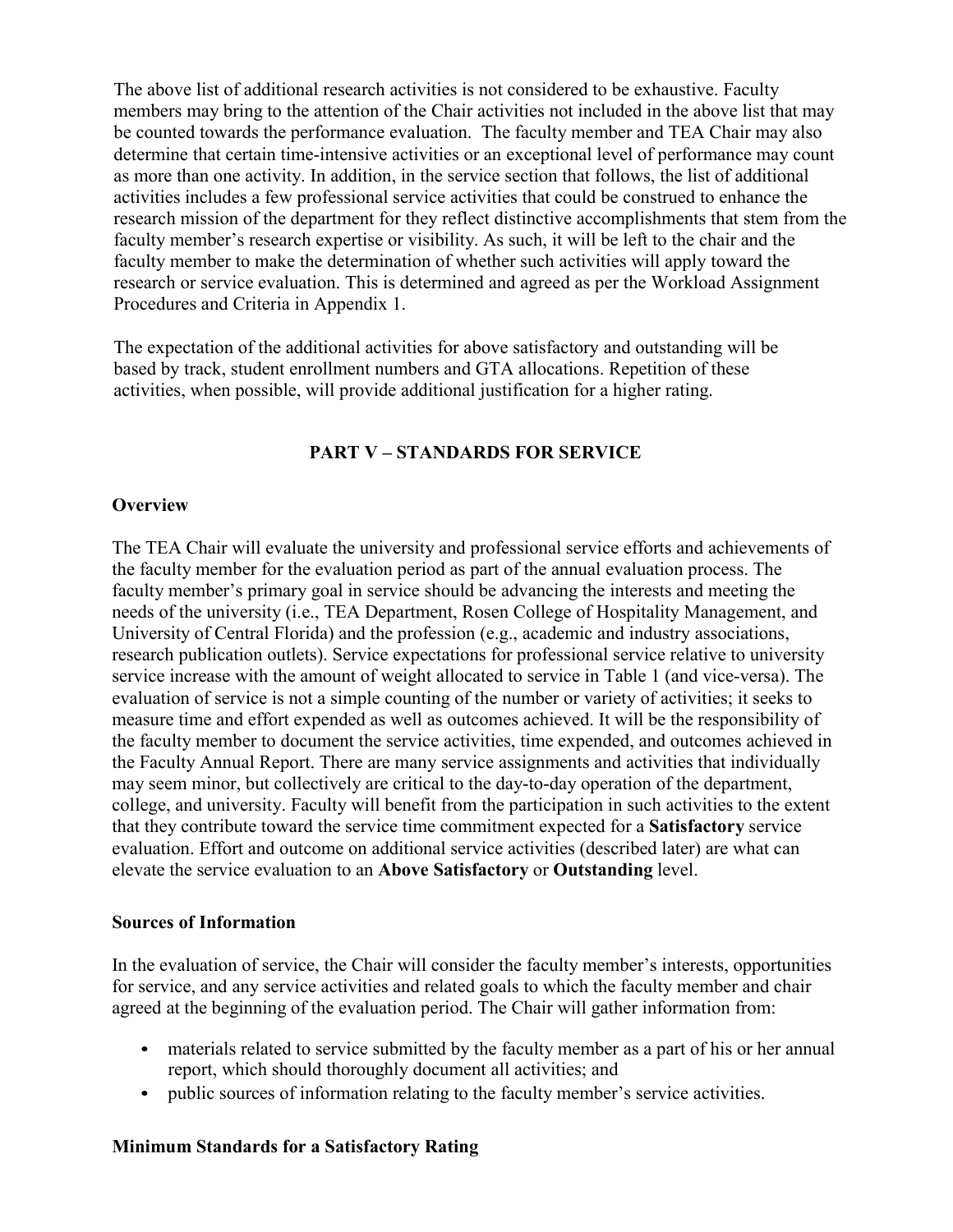The above list of additional research activities is not considered to be exhaustive. Faculty members may bring to the attention of the Chair activities not included in the above list that may be counted towards the performance evaluation. The faculty member and TEA Chair may also determine that certain time-intensive activities or an exceptional level of performance may count as more than one activity. In addition, in the service section that follows, the list of additional activities includes a few professional service activities that could be construed to enhance the research mission of the department for they reflect distinctive accomplishments that stem from the faculty member's research expertise or visibility. As such, it will be left to the chair and the faculty member to make the determination of whether such activities will apply toward the research or service evaluation. This is determined and agreed as per the Workload Assignment Procedures and Criteria in Appendix 1.

The expectation of the additional activities for above satisfactory and outstanding will be based by track, student enrollment numbers and GTA allocations. Repetition of these activities, when possible, will provide additional justification for a higher rating.

## PART V – STANDARDS FOR SERVICE

### Overview

The TEA Chair will evaluate the university and professional service efforts and achievements of the faculty member for the evaluation period as part of the annual evaluation process. The faculty member's primary goal in service should be advancing the interests and meeting the needs of the university (i.e., TEA Department, Rosen College of Hospitality Management, and University of Central Florida) and the profession (e.g., academic and industry associations, research publication outlets). Service expectations for professional service relative to university service increase with the amount of weight allocated to service in Table 1 (and vice-versa). The evaluation of service is not a simple counting of the number or variety of activities; it seeks to measure time and effort expended as well as outcomes achieved. It will be the responsibility of the faculty member to document the service activities, time expended, and outcomes achieved in the Faculty Annual Report. There are many service assignments and activities that individually may seem minor, but collectively are critical to the day-to-day operation of the department, college, and university. Faculty will benefit from the participation in such activities to the extent that they contribute toward the service time commitment expected for a **Satisfactory** service evaluation. Effort and outcome on additional service activities (described later) are what can elevate the service evaluation to an **Above Satisfactory** or **Outstanding** level.

### Sources of Information

In the evaluation of service, the Chair will consider the faculty member's interests, opportunities for service, and any service activities and related goals to which the faculty member and chair agreed at the beginning of the evaluation period. The Chair will gather information from:

- materials related to service submitted by the faculty member as a part of his or her annual report, which should thoroughly document all activities; and
- public sources of information relating to the faculty member's service activities.

### Minimum Standards for a Satisfactory Rating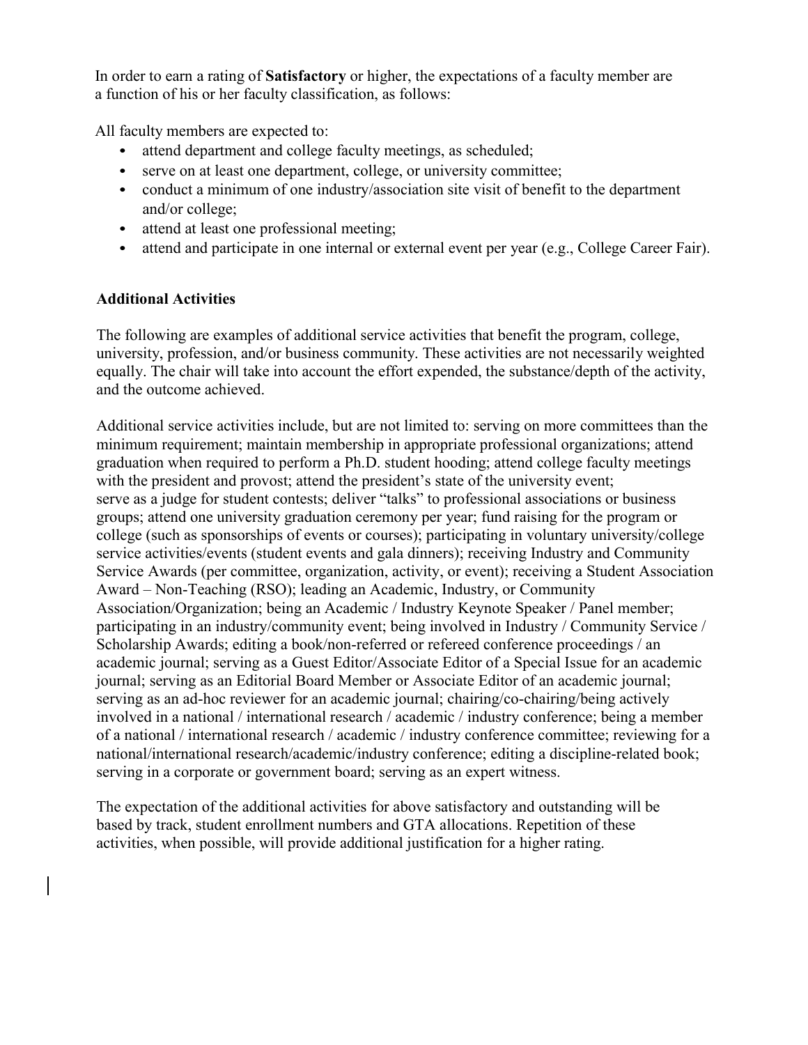In order to earn a rating of **Satisfactory** or higher, the expectations of a faculty member are a function of his or her faculty classification, as follows:

All faculty members are expected to:

- attend department and college faculty meetings, as scheduled;
- serve on at least one department, college, or university committee;
- conduct a minimum of one industry/association site visit of benefit to the department and/or college;
- attend at least one professional meeting;
- attend and participate in one internal or external event per year (e.g., College Career Fair).

**Additional Activities**

The following are examples of additional service activities that benefit the program, college, university, profession, and/or business community. These activities are not necessarily weighted equally. The chair will take into account the effort expended, the substance/depth of the activity, and the outcome achieved.

Additional service activities include, but are not limited to: serving on more committees than the minimum requirement; maintain membership in appropriate professional organizations; attend graduation when required to perform a Ph.D. student hooding; attend college faculty meetings with the president and provost; attend the president's state of the university event; serve as a judge for student contests; deliver "talks" to professional associations or business groups; attend one university graduation ceremony per year; fund raising for the program or college (such as sponsorships of events or courses); participating in voluntary university/college service activities/events (student events and gala dinners); receiving Industry and Community Service Awards (per committee, organization, activity, or event); receiving a Student Association Award – Non-Teaching (RSO); leading an Academic, Industry, or Community Association/Organization; being an Academic / Industry Keynote Speaker / Panel member; participating in an industry/community event; being involved in Industry / Community Service / Scholarship Awards; editing a book/non-referred or refereed conference proceedings / an academic journal; serving as a Guest Editor/Associate Editor of a Special Issue for an academic journal; serving as an Editorial Board Member or Associate Editor of an academic journal; serving as an ad-hoc reviewer for an academic journal; chairing/co-chairing/being actively involved in a national / international research / academic / industry conference; being a member of a national / international research / academic / industry conference committee; reviewing for a national/international research/academic/industry conference; editing a discipline-related book; serving in a corporate or government board; serving as an expert witness.

The expectation of the additional activities for above satisfactory and outstanding will be based by track, student enrollment numbers and GTA allocations. Repetition of these activities, when possible, will provide additional justification for a higher rating.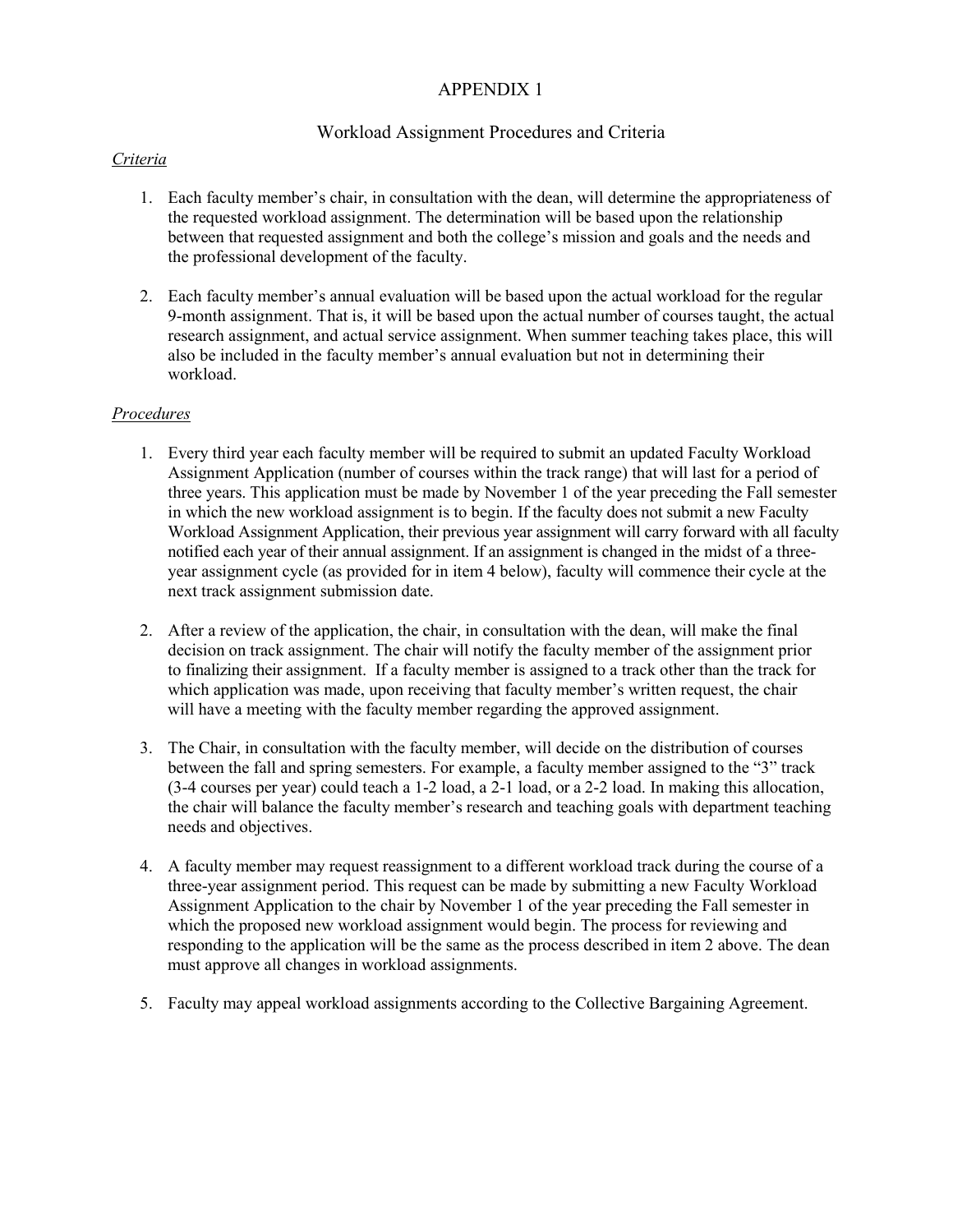# APPENDIX 1

## Workload Assignment Procedures and Criteria

*Criteria*

1. Each faculty member's chair, in consultation with the dean, will determine the appropriateness of the requested workload assignment. The determination will be based upon the relationship between that requested assignment and both the college's mission and goals and the needs and the professional development of the faculty.

2. Each faculty member's annual evaluation will be based upon the actual workload for the regular 9-month assignment. That is, it will be based upon the actual number of courses taught, the actual research assignment, and actual service assignment. When summer teaching takes place, this will also be included in the faculty member's annual evaluation but not in determining their workload.

*Procedures*

1. Every third year each faculty member will be required to submit an updated Faculty Workload Assignment Application (number of courses within the track range) that will last for a period of three years. This application must be made by November 1 of the year preceding the Fall semester in which the new workload assignment is to begin. If the faculty does not submit a new Faculty Workload Assignment Application, their previous year assignment will carry forward with all faculty notified each year of their annual assignment. If an assignment is changed in the midst of a three-year assignment cycle (as provided for in item 4 below), faculty will commence their cycle at the next track assignment submission date.

2. After a review of the application, the chair, in consultation with the dean, will make the final decision on track assignment. The chair will notify the faculty member of the assignment prior to finalizing their assignment. If a faculty member is assigned to a track other than the track for which application was made, upon receiving that faculty member's written request, the chair will have a meeting with the faculty member regarding the approved assignment.

3. The Chair, in consultation with the faculty member, will decide on the distribution of courses between the fall and spring semesters. For example, a faculty member assigned to the "3" track (3-4 courses per year) could teach a 1-2 load, a 2-1 load, or a 2-2 load. In making this allocation, the chair will balance the faculty member's research and teaching goals with department teaching needs and objectives.

4. A faculty member may request reassignment to a different workload track during the course of a three-year assignment period. This request can be made by submitting a new Faculty Workload Assignment Application to the chair by November 1 of the year preceding the Fall semester in which the proposed new workload assignment would begin. The process for reviewing and responding to the application will be the same as the process described in item 2 above. The dean must approve all changes in workload assignments.

5. Faculty may appeal workload assignments according to the Collective Bargaining Agreement.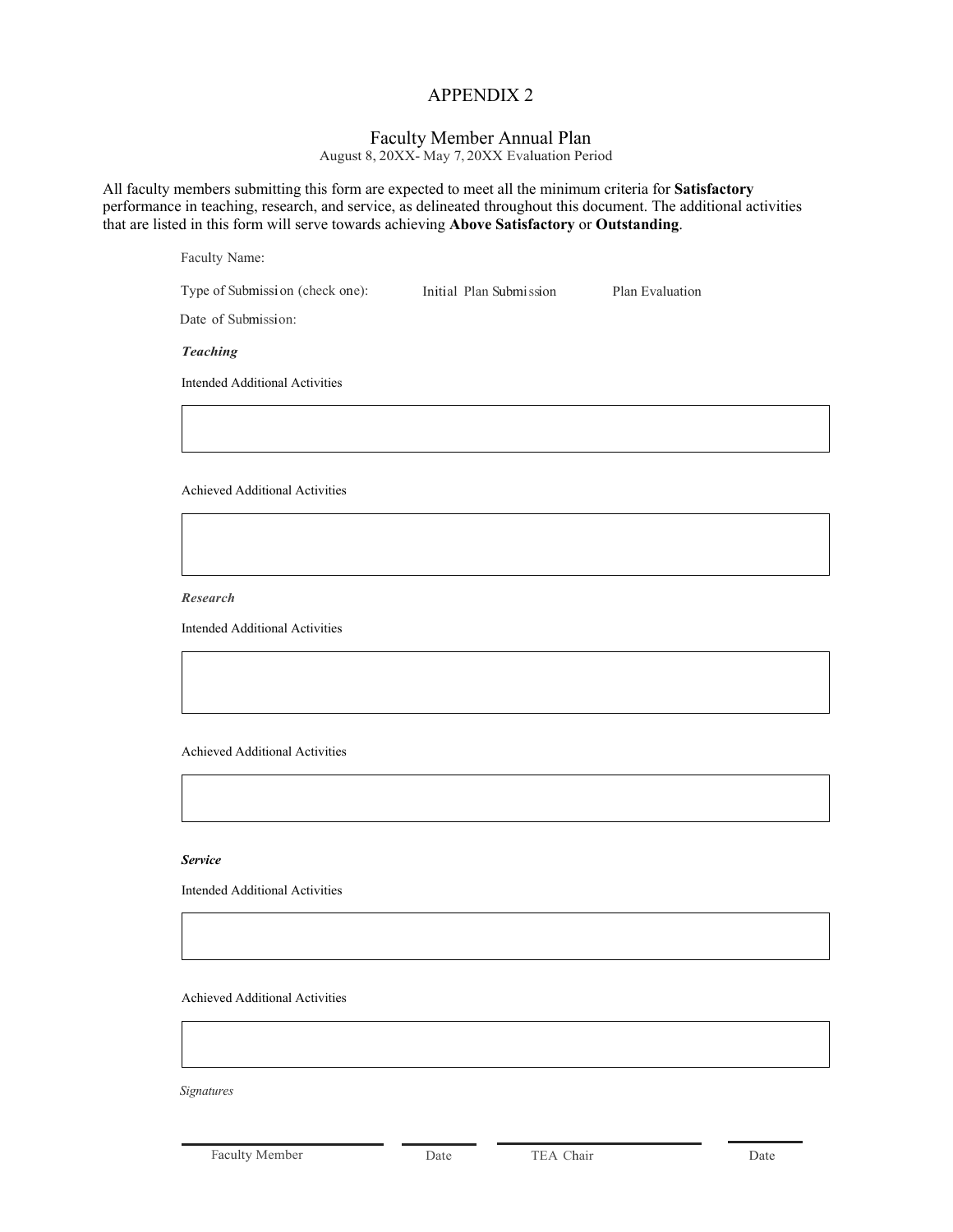# APPENDIX 2

## Faculty Member Annual Plan

August 8, 20XX- May 7, 20XX Evaluation Period

All faculty members submitting this form are expected to meet all the minimum criteria for **Satisfactory** performance in teaching, research, and service, as delineated throughout this document. The additional activities that are listed in this form will serve towards achieving **Above Satisfactory** or **Outstanding**.

Faculty Name:

Type of Submission (check one): Initial Plan Submission Plan Evaluation

Date of Submission:

***Teaching***

Intended Additional Activities

Achieved Additional Activities

***Research***

Intended Additional Activities

Achieved Additional Activities

***Service***

Intended Additional Activities

Achieved Additional Activities

*Signatures*

Faculty Member Date TEA Chair Date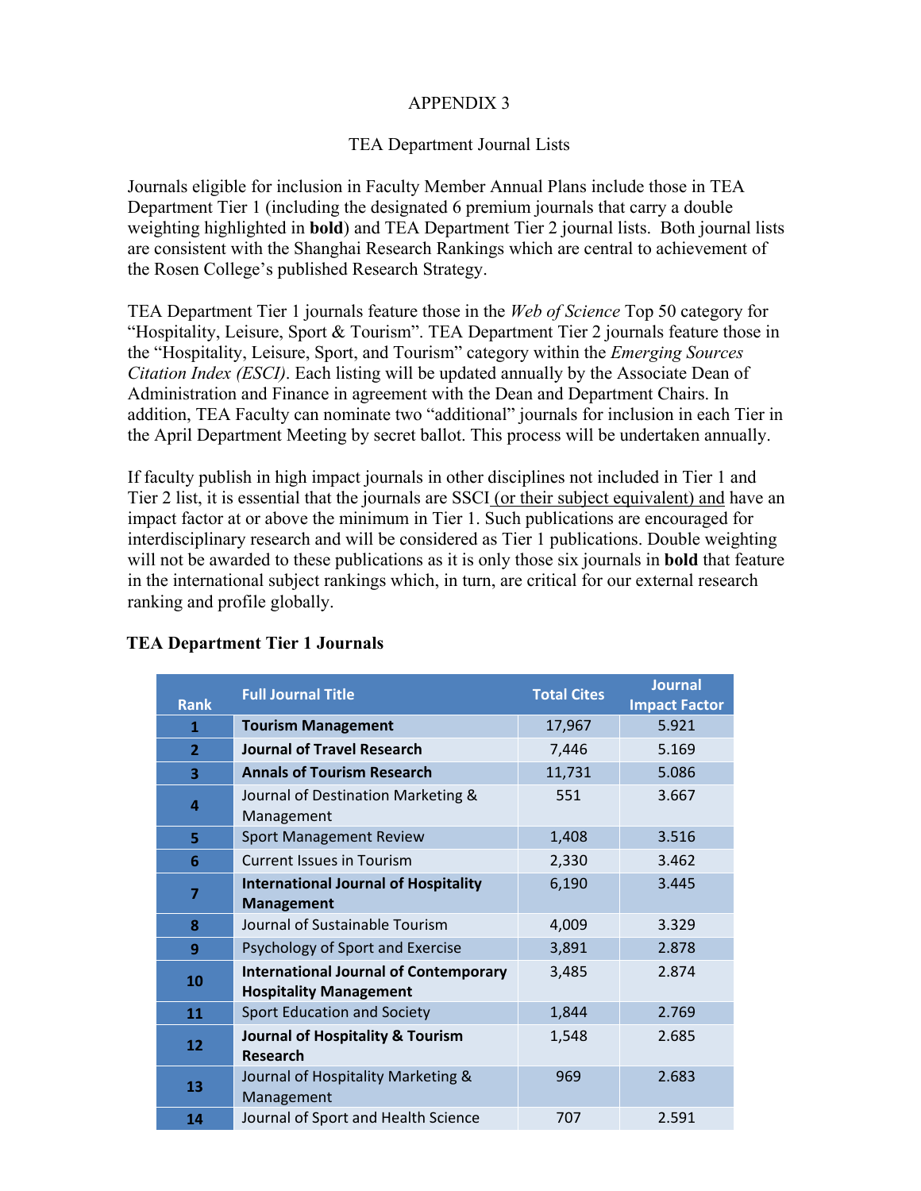APPENDIX 3

TEA Department Journal Lists

Journals eligible for inclusion in Faculty Member Annual Plans include those in TEA Department Tier 1 (including the designated 6 premium journals that carry a double weighting highlighted in **bold**) and TEA Department Tier 2 journal lists. Both journal lists are consistent with the Shanghai Research Rankings which are central to achievement of the Rosen College's published Research Strategy.

TEA Department Tier 1 journals feature those in the *Web of Science* Top 50 category for "Hospitality, Leisure, Sport & Tourism". TEA Department Tier 2 journals feature those in the "Hospitality, Leisure, Sport, and Tourism" category within the *Emerging Sources Citation Index (ESCI)*. Each listing will be updated annually by the Associate Dean of Administration and Finance in agreement with the Dean and Department Chairs. In addition, TEA Faculty can nominate two "additional" journals for inclusion in each Tier in the April Department Meeting by secret ballot. This process will be undertaken annually.

If faculty publish in high impact journals in other disciplines not included in Tier 1 and Tier 2 list, it is essential that the journals are SSCI (or their subject equivalent) and have an impact factor at or above the minimum in Tier 1. Such publications are encouraged for interdisciplinary research and will be considered as Tier 1 publications. Double weighting will not be awarded to these publications as it is only those six journals in **bold** that feature in the international subject rankings which, in turn, are critical for our external research ranking and profile globally.

**TEA Department Tier 1 Journals**

| Rank | Full Journal Title | Total Cites | Journal Impact Factor |
|---|---|---|---|
| 1 | **Tourism Management** | 17,967 | 5.921 |
| 2 | **Journal of Travel Research** | 7,446 | 5.169 |
| 3 | **Annals of Tourism Research** | 11,731 | 5.086 |
| 4 | Journal of Destination Marketing & Management | 551 | 3.667 |
| 5 | Sport Management Review | 1,408 | 3.516 |
| 6 | Current Issues in Tourism | 2,330 | 3.462 |
| 7 | **International Journal of Hospitality Management** | 6,190 | 3.445 |
| 8 | Journal of Sustainable Tourism | 4,009 | 3.329 |
| 9 | Psychology of Sport and Exercise | 3,891 | 2.878 |
| 10 | **International Journal of Contemporary Hospitality Management** | 3,485 | 2.874 |
| 11 | Sport Education and Society | 1,844 | 2.769 |
| 12 | **Journal of Hospitality & Tourism Research** | 1,548 | 2.685 |
| 13 | Journal of Hospitality Marketing & Management | 969 | 2.683 |
| 14 | Journal of Sport and Health Science | 707 | 2.591 |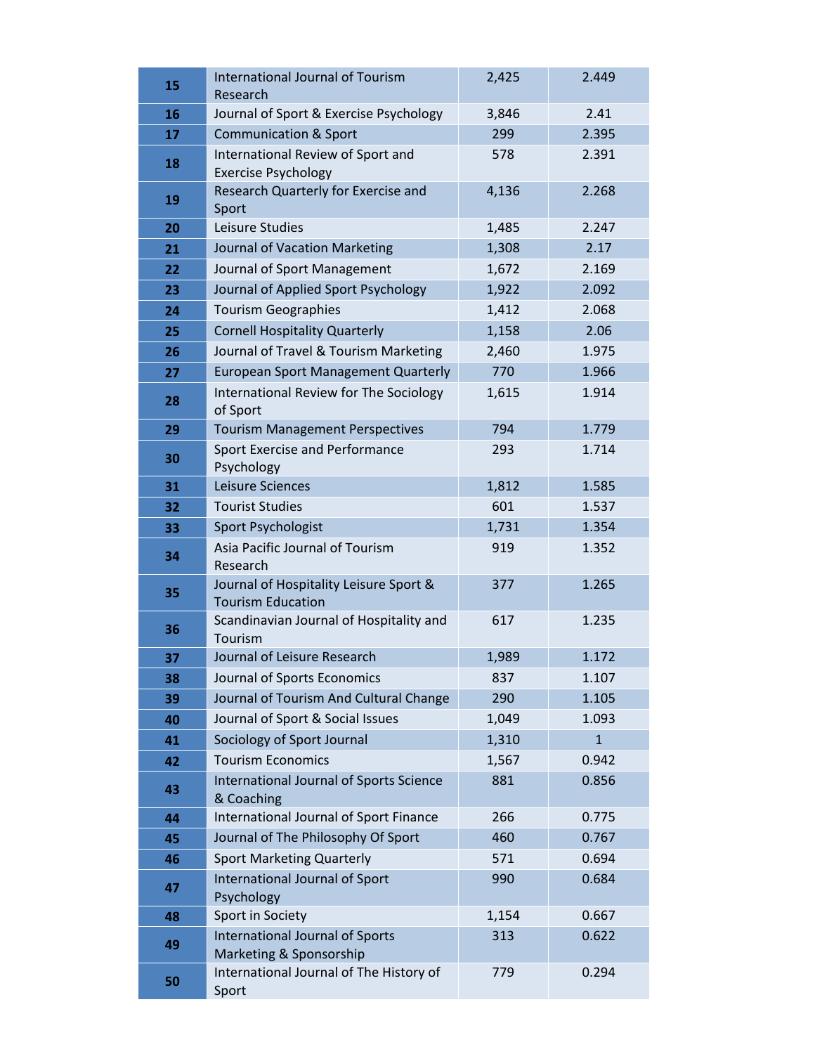| | | | |
|---|---|---|---|
| 15 | International Journal of Tourism Research | 2,425 | 2.449 |
| 16 | Journal of Sport & Exercise Psychology | 3,846 | 2.41 |
| 17 | Communication & Sport | 299 | 2.395 |
| 18 | International Review of Sport and Exercise Psychology | 578 | 2.391 |
| 19 | Research Quarterly for Exercise and Sport | 4,136 | 2.268 |
| 20 | Leisure Studies | 1,485 | 2.247 |
| 21 | Journal of Vacation Marketing | 1,308 | 2.17 |
| 22 | Journal of Sport Management | 1,672 | 2.169 |
| 23 | Journal of Applied Sport Psychology | 1,922 | 2.092 |
| 24 | Tourism Geographies | 1,412 | 2.068 |
| 25 | Cornell Hospitality Quarterly | 1,158 | 2.06 |
| 26 | Journal of Travel & Tourism Marketing | 2,460 | 1.975 |
| 27 | European Sport Management Quarterly | 770 | 1.966 |
| 28 | International Review for The Sociology of Sport | 1,615 | 1.914 |
| 29 | Tourism Management Perspectives | 794 | 1.779 |
| 30 | Sport Exercise and Performance Psychology | 293 | 1.714 |
| 31 | Leisure Sciences | 1,812 | 1.585 |
| 32 | Tourist Studies | 601 | 1.537 |
| 33 | Sport Psychologist | 1,731 | 1.354 |
| 34 | Asia Pacific Journal of Tourism Research | 919 | 1.352 |
| 35 | Journal of Hospitality Leisure Sport & Tourism Education | 377 | 1.265 |
| 36 | Scandinavian Journal of Hospitality and Tourism | 617 | 1.235 |
| 37 | Journal of Leisure Research | 1,989 | 1.172 |
| 38 | Journal of Sports Economics | 837 | 1.107 |
| 39 | Journal of Tourism And Cultural Change | 290 | 1.105 |
| 40 | Journal of Sport & Social Issues | 1,049 | 1.093 |
| 41 | Sociology of Sport Journal | 1,310 | 1 |
| 42 | Tourism Economics | 1,567 | 0.942 |
| 43 | International Journal of Sports Science & Coaching | 881 | 0.856 |
| 44 | International Journal of Sport Finance | 266 | 0.775 |
| 45 | Journal of The Philosophy Of Sport | 460 | 0.767 |
| 46 | Sport Marketing Quarterly | 571 | 0.694 |
| 47 | International Journal of Sport Psychology | 990 | 0.684 |
| 48 | Sport in Society | 1,154 | 0.667 |
| 49 | International Journal of Sports Marketing & Sponsorship | 313 | 0.622 |
| 50 | International Journal of The History of Sport | 779 | 0.294 |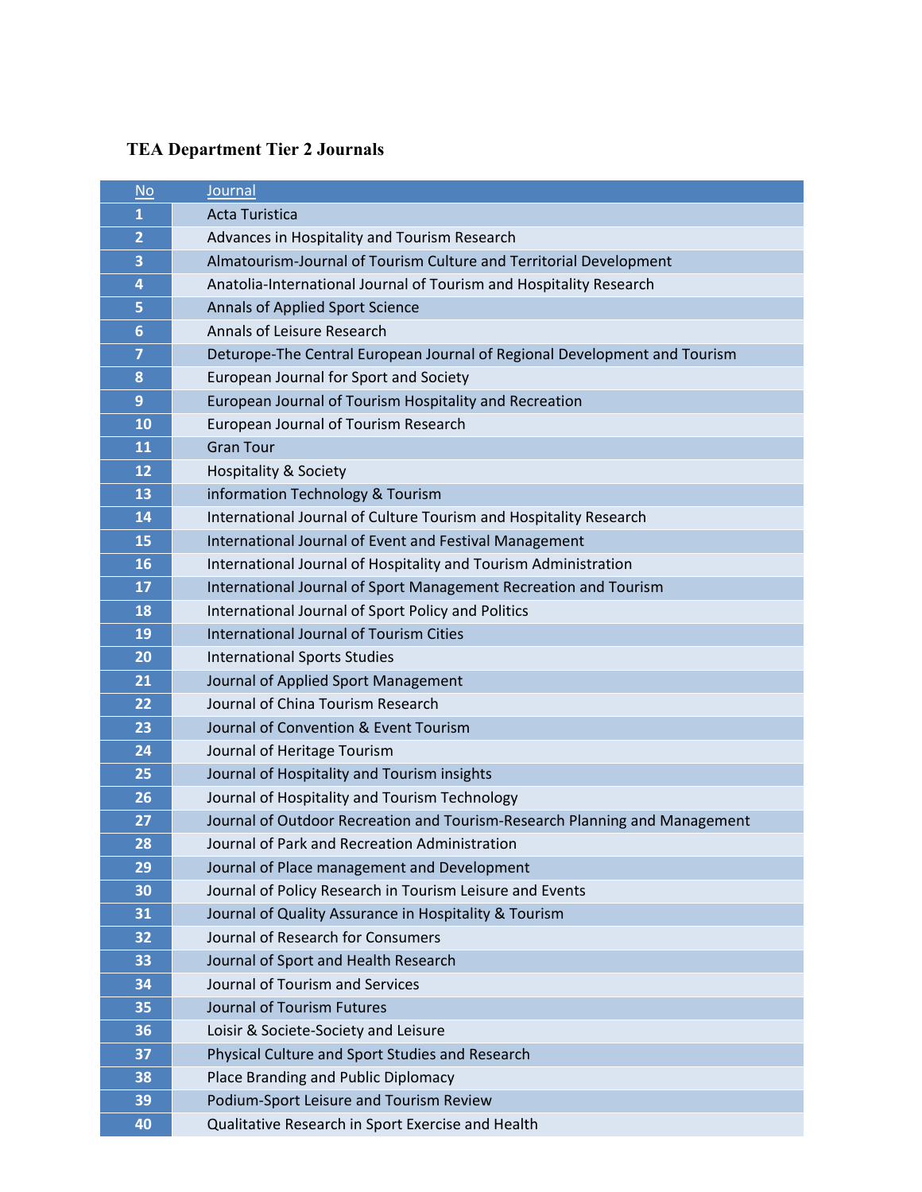**TEA Department Tier 2 Journals**

| No | Journal |
|---|---|
| 1 | Acta Turistica |
| 2 | Advances in Hospitality and Tourism Research |
| 3 | Almatourism-Journal of Tourism Culture and Territorial Development |
| 4 | Anatolia-International Journal of Tourism and Hospitality Research |
| 5 | Annals of Applied Sport Science |
| 6 | Annals of Leisure Research |
| 7 | Deturope-The Central European Journal of Regional Development and Tourism |
| 8 | European Journal for Sport and Society |
| 9 | European Journal of Tourism Hospitality and Recreation |
| 10 | European Journal of Tourism Research |
| 11 | Gran Tour |
| 12 | Hospitality & Society |
| 13 | information Technology & Tourism |
| 14 | International Journal of Culture Tourism and Hospitality Research |
| 15 | International Journal of Event and Festival Management |
| 16 | International Journal of Hospitality and Tourism Administration |
| 17 | International Journal of Sport Management Recreation and Tourism |
| 18 | International Journal of Sport Policy and Politics |
| 19 | International Journal of Tourism Cities |
| 20 | International Sports Studies |
| 21 | Journal of Applied Sport Management |
| 22 | Journal of China Tourism Research |
| 23 | Journal of Convention & Event Tourism |
| 24 | Journal of Heritage Tourism |
| 25 | Journal of Hospitality and Tourism insights |
| 26 | Journal of Hospitality and Tourism Technology |
| 27 | Journal of Outdoor Recreation and Tourism-Research Planning and Management |
| 28 | Journal of Park and Recreation Administration |
| 29 | Journal of Place management and Development |
| 30 | Journal of Policy Research in Tourism Leisure and Events |
| 31 | Journal of Quality Assurance in Hospitality & Tourism |
| 32 | Journal of Research for Consumers |
| 33 | Journal of Sport and Health Research |
| 34 | Journal of Tourism and Services |
| 35 | Journal of Tourism Futures |
| 36 | Loisir & Societe-Society and Leisure |
| 37 | Physical Culture and Sport Studies and Research |
| 38 | Place Branding and Public Diplomacy |
| 39 | Podium-Sport Leisure and Tourism Review |
| 40 | Qualitative Research in Sport Exercise and Health |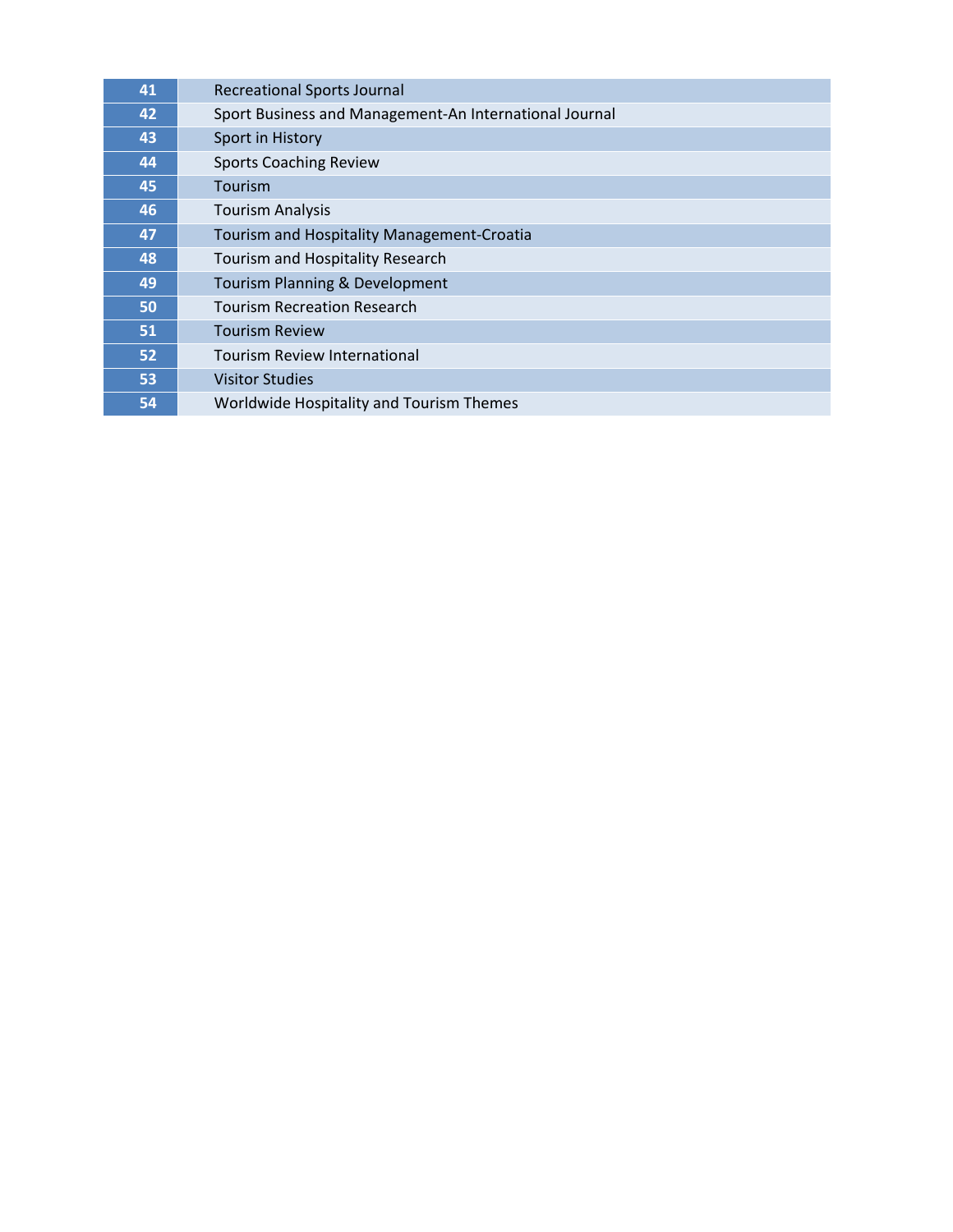| | |
|---|---|
| **41** | Recreational Sports Journal |
| **42** | Sport Business and Management-An International Journal |
| **43** | Sport in History |
| **44** | Sports Coaching Review |
| **45** | Tourism |
| **46** | Tourism Analysis |
| **47** | Tourism and Hospitality Management-Croatia |
| **48** | Tourism and Hospitality Research |
| **49** | Tourism Planning & Development |
| **50** | Tourism Recreation Research |
| **51** | Tourism Review |
| **52** | Tourism Review International |
| **53** | Visitor Studies |
| **54** | Worldwide Hospitality and Tourism Themes |